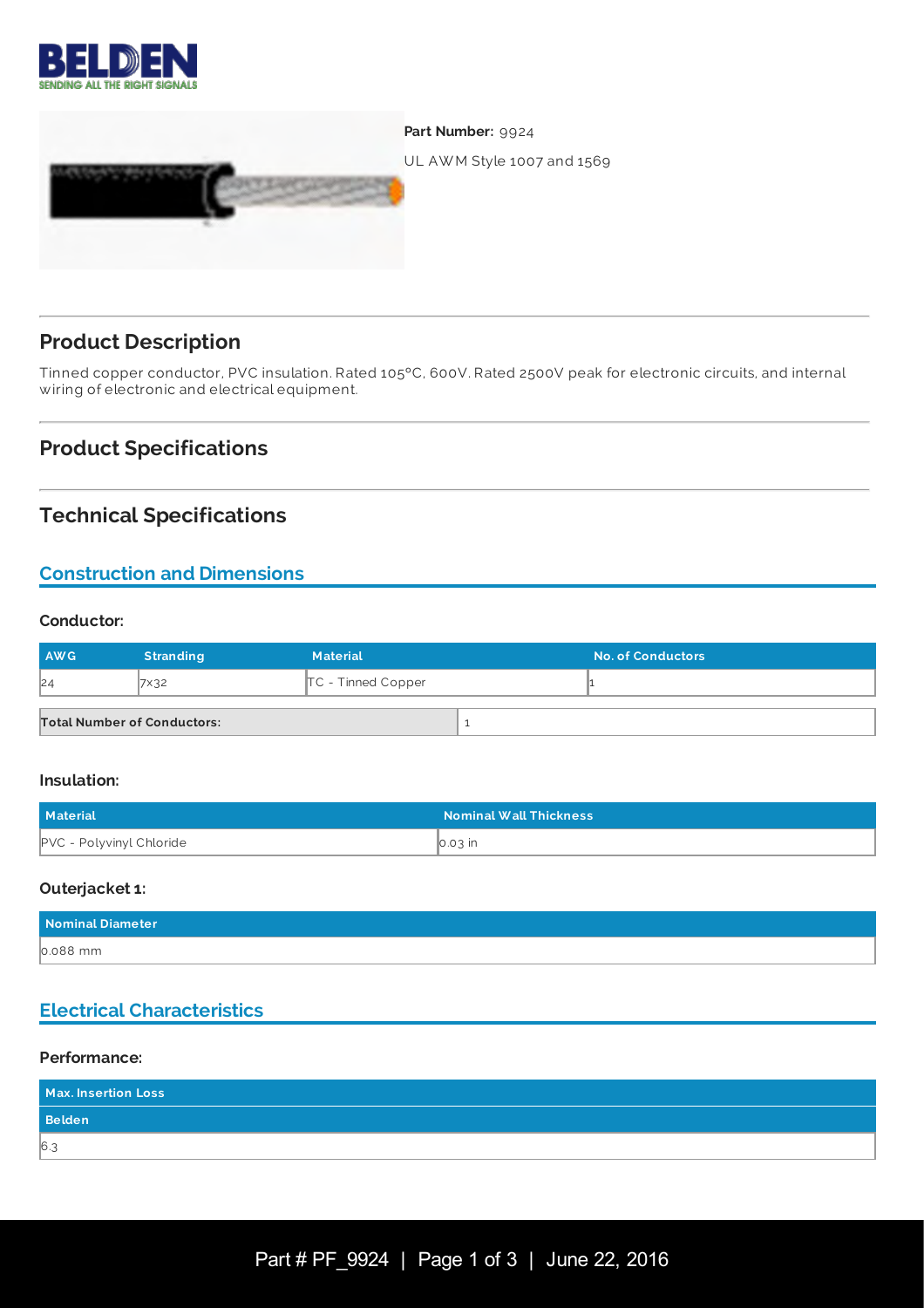**Part Number:** 9924

UL AWM Style 1007 and 1569

## Product Description

Tinned copper conductor, PVC insulation. Rated 105°C, 600V. Rated 2500V peak for electronic circuits, and internal wiring of electronic and electrical equipment.

## Product Specifications

## Technical Specifications

### Construction and Dimensions

**Conductor:**

| AWG | Stranding | Material | No. of Conductors |
|---|---|---|---|
| 24 | 7x32 | TC - Tinned Copper | 1 |

| Total Number of Conductors: | 1 |
|---|---|

**Insulation:**

| Material | Nominal Wall Thickness |
|---|---|
| PVC - Polyvinyl Chloride | 0.03 in |

**Outerjacket 1:**

| Nominal Diameter |
|---|
| 0.088 mm |

### Electrical Characteristics

**Performance:**

| Max. Insertion Loss |
|---|
| Belden |
| 6.3 |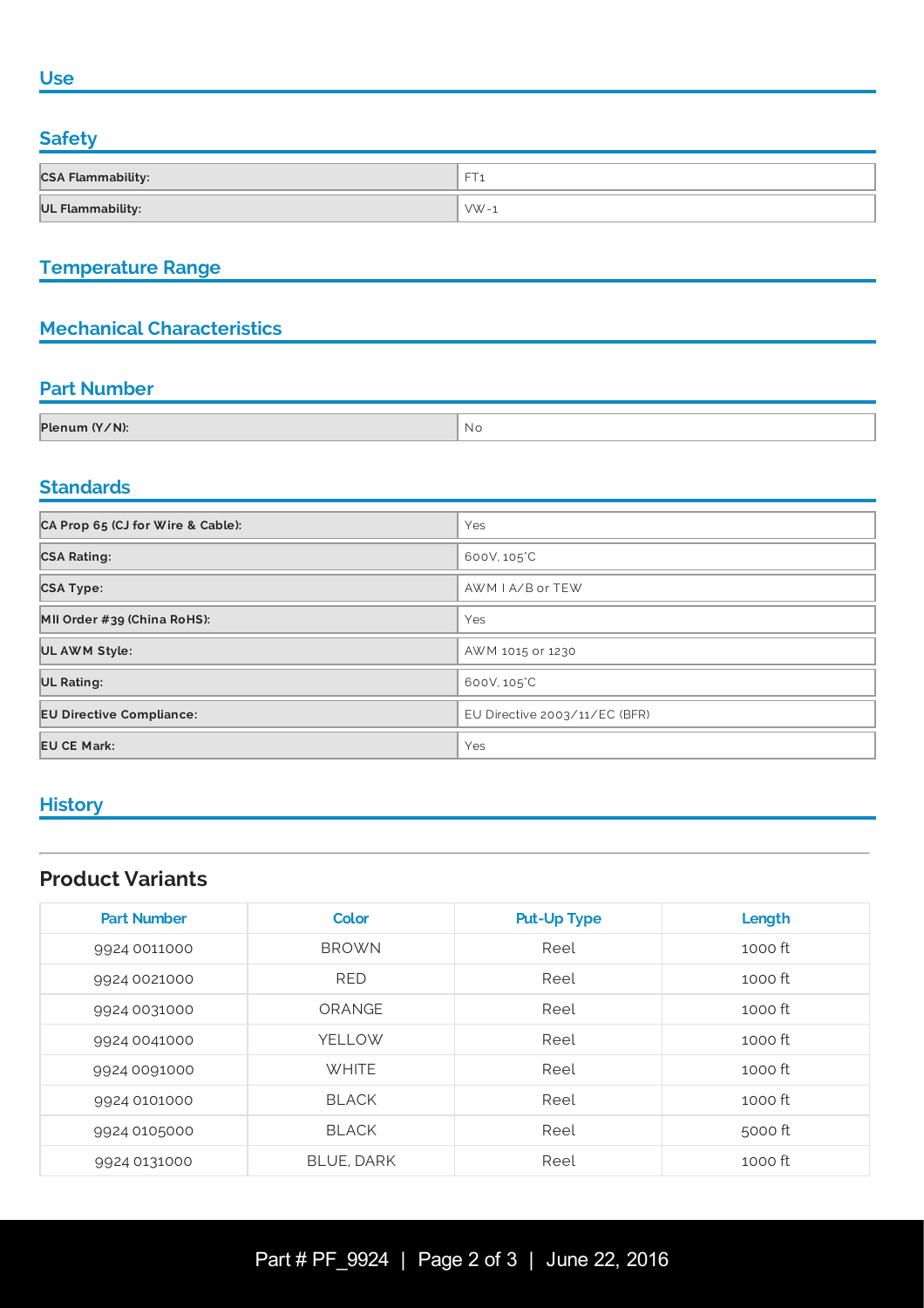## Use

## Safety

| | |
|---|---|
| **CSA Flammability:** | FT1 |
| **UL Flammability:** | VW-1 |

## Temperature Range

## Mechanical Characteristics

## Part Number

| | |
|---|---|
| **Plenum (Y/N):** | No |

## Standards

| | |
|---|---|
| **CA Prop 65 (CJ for Wire & Cable):** | Yes |
| **CSA Rating:** | 600V, 105°C |
| **CSA Type:** | AWM I A/B or TEW |
| **MII Order #39 (China RoHS):** | Yes |
| **UL AWM Style:** | AWM 1015 or 1230 |
| **UL Rating:** | 600V, 105°C |
| **EU Directive Compliance:** | EU Directive 2003/11/EC (BFR) |
| **EU CE Mark:** | Yes |

## History

---

## Product Variants

| Part Number | Color | Put-Up Type | Length |
|---|---|---|---|
| 9924 0011000 | BROWN | Reel | 1000 ft |
| 9924 0021000 | RED | Reel | 1000 ft |
| 9924 0031000 | ORANGE | Reel | 1000 ft |
| 9924 0041000 | YELLOW | Reel | 1000 ft |
| 9924 0091000 | WHITE | Reel | 1000 ft |
| 9924 0101000 | BLACK | Reel | 1000 ft |
| 9924 0105000 | BLACK | Reel | 5000 ft |
| 9924 0131000 | BLUE, DARK | Reel | 1000 ft |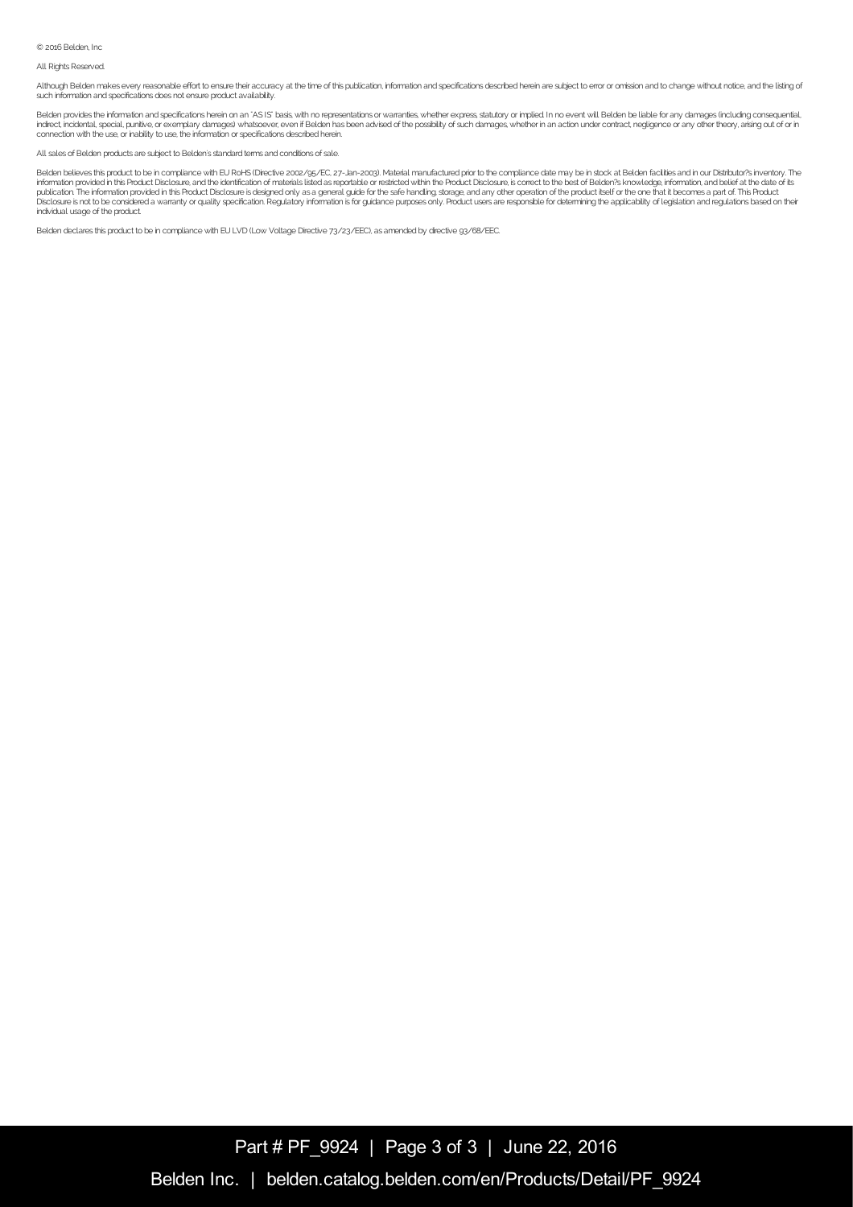© 2016 Belden, Inc

All Rights Reserved.

Although Belden makes every reasonable effort to ensure their accuracy at the time of this publication, information and specifications described herein are subject to error or omission and to change without notice, and the listing of such information and specifications does not ensure product availability.

Belden provides the information and specifications herein on an "AS IS" basis, with no representations or warranties, whether express, statutory or implied. In no event will Belden be liable for any damages (including consequential, indirect, incidental, special, punitive, or exemplary damages) whatsoever, even if Belden has been advised of the possibility of such damages, whether in an action under contract, negligence or any other theory, arising out of or in connection with the use, or inability to use, the information or specifications described herein.

All sales of Belden products are subject to Belden's standard terms and conditions of sale.

Belden believes this product to be in compliance with EU RoHS (Directive 2002/95/EC, 27-Jan-2003). Material manufactured prior to the compliance date may be in stock at Belden facilities and in our Distributor?s inventory. The information provided in this Product Disclosure, and the identification of materials listed as reportable or restricted within the Product Disclosure, is correct to the best of Belden?s knowledge, information, and belief at the date of its publication. The information provided in this Product Disclosure is designed only as a general guide for the safe handling, storage, and any other operation of the product itself or the one that it becomes a part of. This Product Disclosure is not to be considered a warranty or quality specification. Regulatory information is for guidance purposes only. Product users are responsible for determining the applicability of legislation and regulations based on their individual usage of the product.

Belden declares this product to be in compliance with EU LVD (Low Voltage Directive 73/23/EEC), as amended by directive 93/68/EEC.